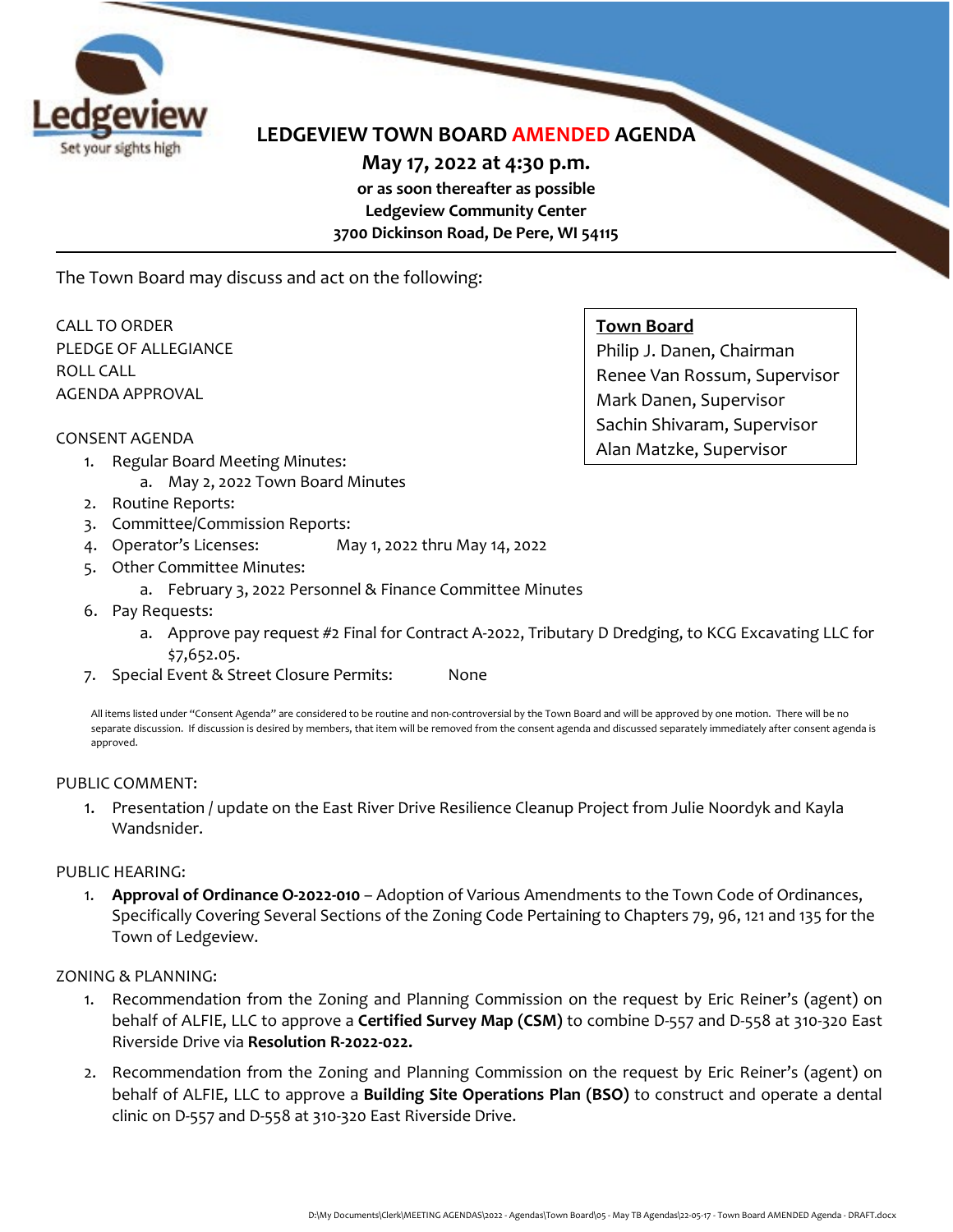# LEDGEVIEW TOWN BOARD AMENDED AGENDA

**May 17, 2022 at 4:30 p.m.**
**or as soon thereafter as possible**
**Ledgeview Community Center**
**3700 Dickinson Road, De Pere, WI 54115**

---

The Town Board may discuss and act on the following:

**Town Board**
Philip J. Danen, Chairman
Renee Van Rossum, Supervisor
Mark Danen, Supervisor
Sachin Shivaram, Supervisor
Alan Matzke, Supervisor

CALL TO ORDER
PLEDGE OF ALLEGIANCE
ROLL CALL
AGENDA APPROVAL

CONSENT AGENDA

1. Regular Board Meeting Minutes:
   a. May 2, 2022 Town Board Minutes
2. Routine Reports:
3. Committee/Commission Reports:
4. Operator's Licenses: May 1, 2022 thru May 14, 2022
5. Other Committee Minutes:
   a. February 3, 2022 Personnel & Finance Committee Minutes
6. Pay Requests:
   a. Approve pay request #2 Final for Contract A-2022, Tributary D Dredging, to KCG Excavating LLC for $7,652.05.
7. Special Event & Street Closure Permits: None

All items listed under "Consent Agenda" are considered to be routine and non-controversial by the Town Board and will be approved by one motion. There will be no separate discussion. If discussion is desired by members, that item will be removed from the consent agenda and discussed separately immediately after consent agenda is approved.

PUBLIC COMMENT:

1. Presentation / update on the East River Drive Resilience Cleanup Project from Julie Noordyk and Kayla Wandsnider.

PUBLIC HEARING:

1. **Approval of Ordinance O-2022-010** – Adoption of Various Amendments to the Town Code of Ordinances, Specifically Covering Several Sections of the Zoning Code Pertaining to Chapters 79, 96, 121 and 135 for the Town of Ledgeview.

ZONING & PLANNING:

1. Recommendation from the Zoning and Planning Commission on the request by Eric Reiner's (agent) on behalf of ALFIE, LLC to approve a **Certified Survey Map (CSM)** to combine D-557 and D-558 at 310-320 East Riverside Drive via **Resolution R-2022-022.**
2. Recommendation from the Zoning and Planning Commission on the request by Eric Reiner's (agent) on behalf of ALFIE, LLC to approve a **Building Site Operations Plan (BSO)** to construct and operate a dental clinic on D-557 and D-558 at 310-320 East Riverside Drive.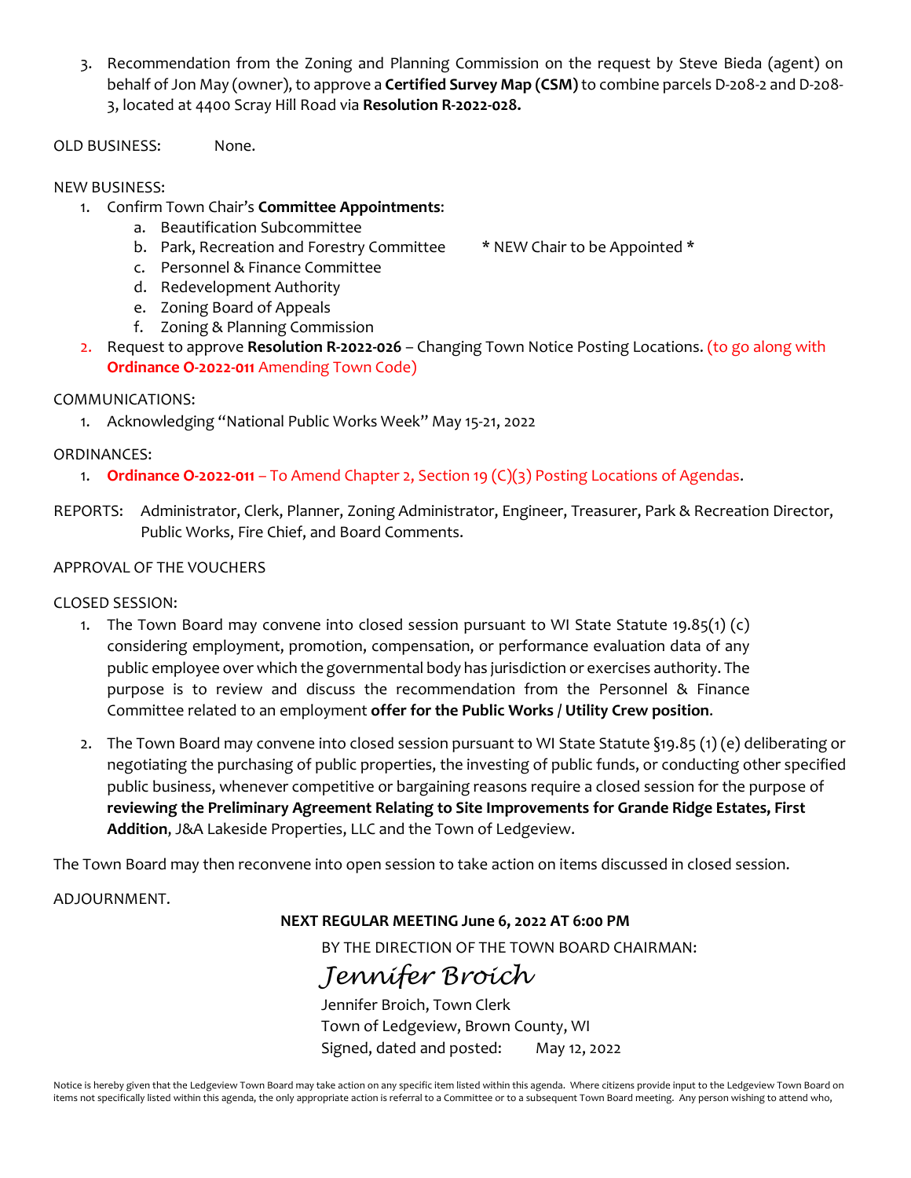3. Recommendation from the Zoning and Planning Commission on the request by Steve Bieda (agent) on behalf of Jon May (owner), to approve a **Certified Survey Map (CSM)** to combine parcels D-208-2 and D-208-3, located at 4400 Scray Hill Road via **Resolution R-2022-028.**

OLD BUSINESS: None.

NEW BUSINESS:

1. Confirm Town Chair's **Committee Appointments**:
   a. Beautification Subcommittee
   b. Park, Recreation and Forestry Committee * NEW Chair to be Appointed *
   c. Personnel & Finance Committee
   d. Redevelopment Authority
   e. Zoning Board of Appeals
   f. Zoning & Planning Commission
2. Request to approve **Resolution R-2022-026** – Changing Town Notice Posting Locations. (to go along with **Ordinance O-2022-011** Amending Town Code)

COMMUNICATIONS:

1. Acknowledging "National Public Works Week" May 15-21, 2022

ORDINANCES:

1. **Ordinance O-2022-011** – To Amend Chapter 2, Section 19 (C)(3) Posting Locations of Agendas.

REPORTS: Administrator, Clerk, Planner, Zoning Administrator, Engineer, Treasurer, Park & Recreation Director, Public Works, Fire Chief, and Board Comments.

APPROVAL OF THE VOUCHERS

CLOSED SESSION:

1. The Town Board may convene into closed session pursuant to WI State Statute 19.85(1) (c) considering employment, promotion, compensation, or performance evaluation data of any public employee over which the governmental body has jurisdiction or exercises authority. The purpose is to review and discuss the recommendation from the Personnel & Finance Committee related to an employment **offer for the Public Works / Utility Crew position**.

2. The Town Board may convene into closed session pursuant to WI State Statute §19.85 (1) (e) deliberating or negotiating the purchasing of public properties, the investing of public funds, or conducting other specified public business, whenever competitive or bargaining reasons require a closed session for the purpose of **reviewing the Preliminary Agreement Relating to Site Improvements for Grande Ridge Estates, First Addition**, J&A Lakeside Properties, LLC and the Town of Ledgeview.

The Town Board may then reconvene into open session to take action on items discussed in closed session.

ADJOURNMENT.

**NEXT REGULAR MEETING June 6, 2022 AT 6:00 PM**

BY THE DIRECTION OF THE TOWN BOARD CHAIRMAN:

*Jennifer Broich*

Jennifer Broich, Town Clerk
Town of Ledgeview, Brown County, WI
Signed, dated and posted: May 12, 2022

Notice is hereby given that the Ledgeview Town Board may take action on any specific item listed within this agenda. Where citizens provide input to the Ledgeview Town Board on items not specifically listed within this agenda, the only appropriate action is referral to a Committee or to a subsequent Town Board meeting. Any person wishing to attend who,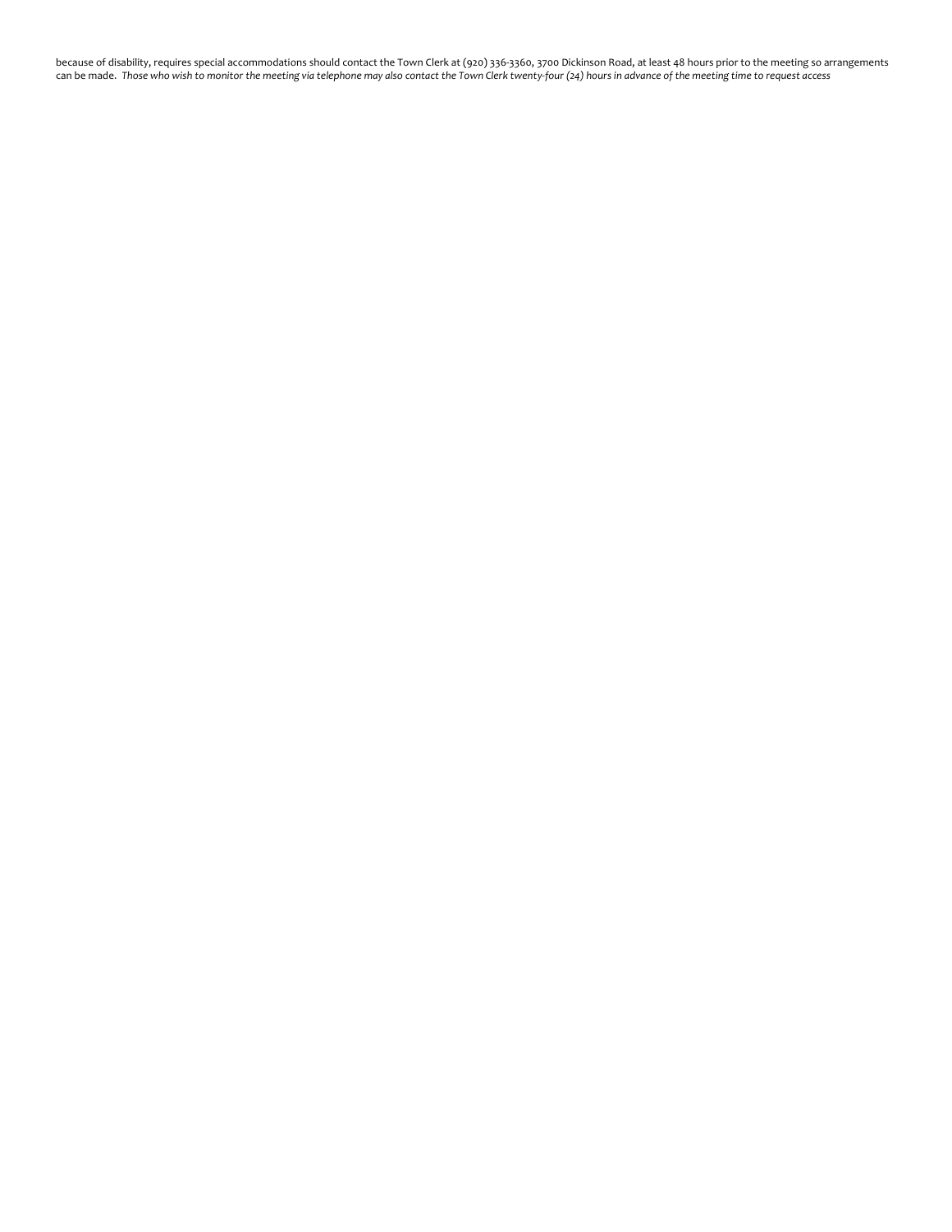because of disability, requires special accommodations should contact the Town Clerk at (920) 336-3360, 3700 Dickinson Road, at least 48 hours prior to the meeting so arrangements can be made. *Those who wish to monitor the meeting via telephone may also contact the Town Clerk twenty-four (24) hours in advance of the meeting time to request access*